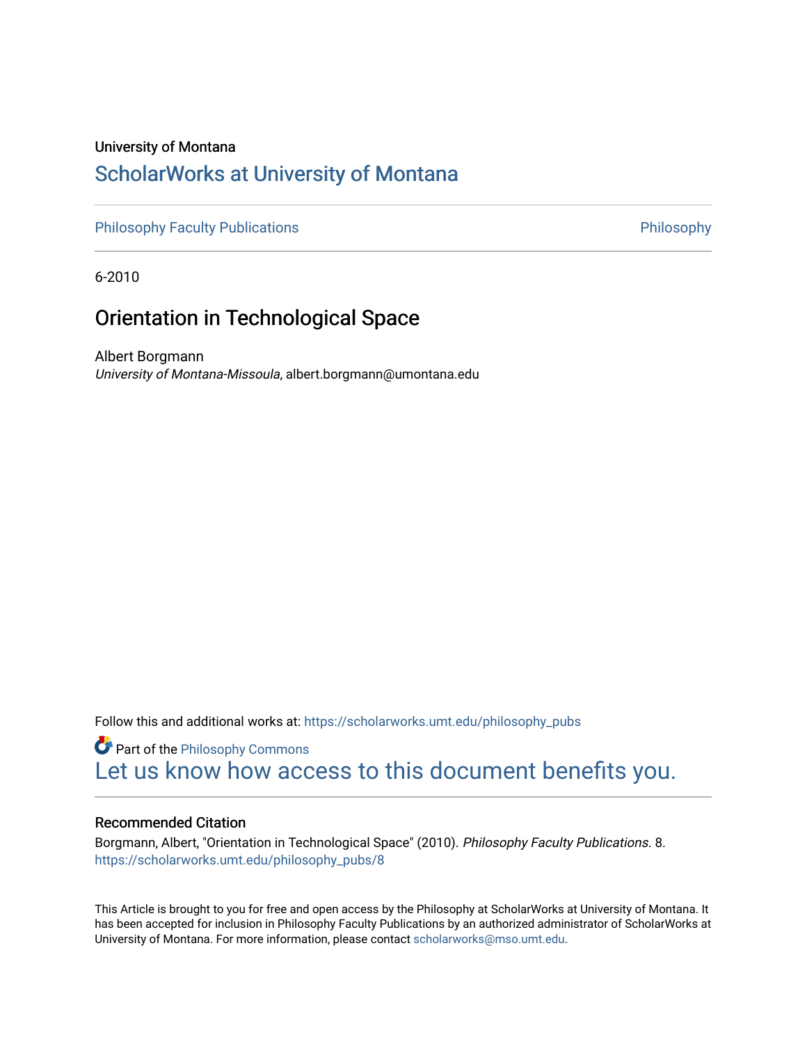University of Montana

# ScholarWorks at University of Montana

Philosophy Faculty Publications

Philosophy

6-2010

## Orientation in Technological Space

Albert Borgmann
*University of Montana-Missoula*, albert.borgmann@umontana.edu

Follow this and additional works at: https://scholarworks.umt.edu/philosophy_pubs

Part of the Philosophy Commons

Let us know how access to this document benefits you.

### Recommended Citation

Borgmann, Albert, "Orientation in Technological Space" (2010). *Philosophy Faculty Publications*. 8.
https://scholarworks.umt.edu/philosophy_pubs/8

This Article is brought to you for free and open access by the Philosophy at ScholarWorks at University of Montana. It has been accepted for inclusion in Philosophy Faculty Publications by an authorized administrator of ScholarWorks at University of Montana. For more information, please contact scholarworks@mso.umt.edu.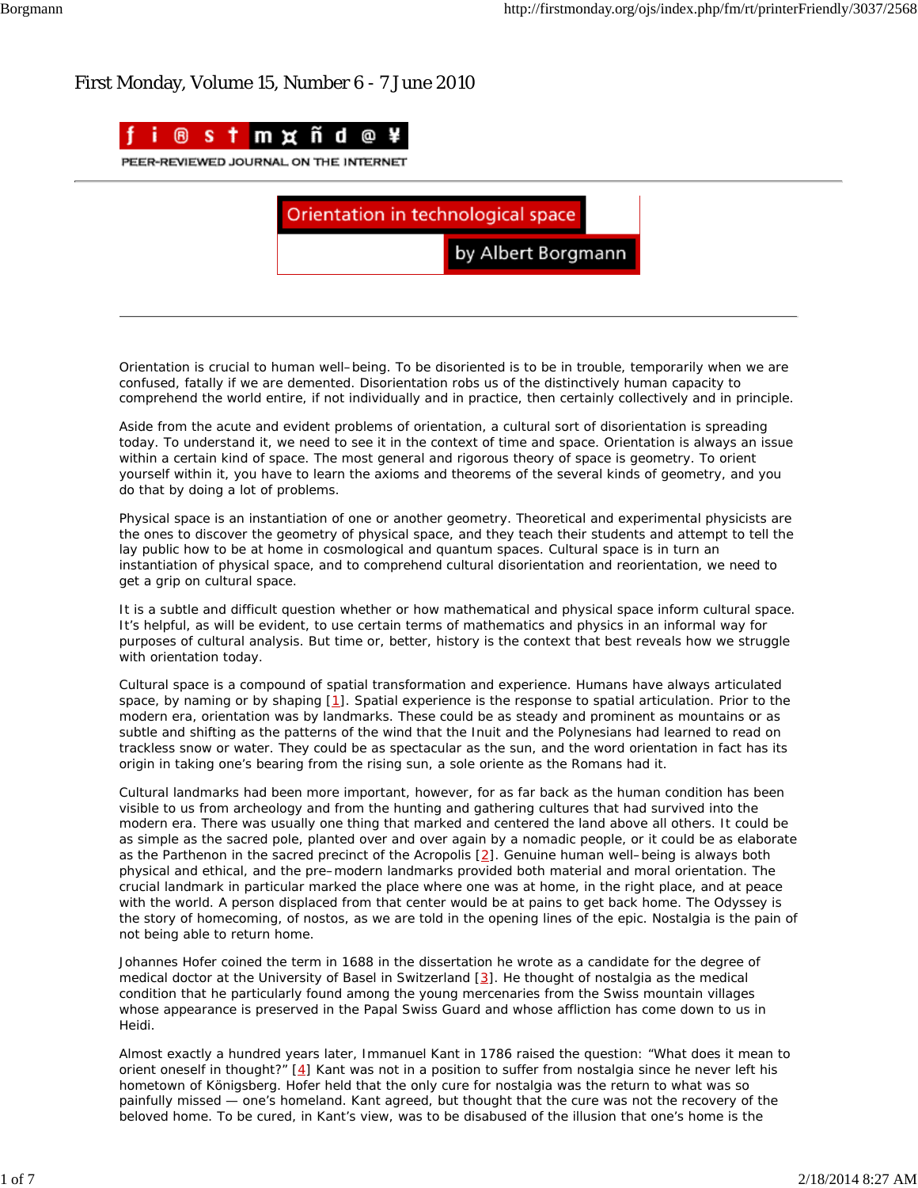First Monday, Volume 15, Number 6 - 7 June 2010

# Orientation in technological space

## by Albert Borgmann

Orientation is crucial to human well–being. To be disoriented is to be in trouble, temporarily when we are confused, fatally if we are demented. Disorientation robs us of the distinctively human capacity to comprehend the world entire, if not individually and in practice, then certainly collectively and in principle.

Aside from the acute and evident problems of orientation, a cultural sort of disorientation is spreading today. To understand it, we need to see it in the context of time and space. Orientation is always an issue within a certain kind of space. The most general and rigorous theory of space is geometry. To orient yourself within it, you have to learn the axioms and theorems of the several kinds of geometry, and you do that by doing a lot of problems.

Physical space is an instantiation of one or another geometry. Theoretical and experimental physicists are the ones to discover the geometry of physical space, and they teach their students and attempt to tell the lay public how to be at home in cosmological and quantum spaces. Cultural space is in turn an instantiation of physical space, and to comprehend cultural disorientation and reorientation, we need to get a grip on cultural space.

It is a subtle and difficult question whether or how mathematical and physical space inform cultural space. It's helpful, as will be evident, to use certain terms of mathematics and physics in an informal way for purposes of cultural analysis. But time or, better, history is the context that best reveals how we struggle with orientation today.

Cultural space is a compound of spatial transformation and experience. Humans have always articulated space, by naming or by shaping [1]. Spatial experience is the response to spatial articulation. Prior to the modern era, orientation was by landmarks. These could be as steady and prominent as mountains or as subtle and shifting as the patterns of the wind that the Inuit and the Polynesians had learned to read on trackless snow or water. They could be as spectacular as the sun, and the word orientation in fact has its origin in taking one's bearing from the rising sun, a sole oriente as the Romans had it.

Cultural landmarks had been more important, however, for as far back as the human condition has been visible to us from archeology and from the hunting and gathering cultures that had survived into the modern era. There was usually one thing that marked and centered the land above all others. It could be as simple as the sacred pole, planted over and over again by a nomadic people, or it could be as elaborate as the Parthenon in the sacred precinct of the Acropolis [2]. Genuine human well–being is always both physical and ethical, and the pre–modern landmarks provided both material and moral orientation. The crucial landmark in particular marked the place where one was at home, in the right place, and at peace with the world. A person displaced from that center would be at pains to get back home. The Odyssey is the story of homecoming, of nostos, as we are told in the opening lines of the epic. Nostalgia is the pain of not being able to return home.

Johannes Hofer coined the term in 1688 in the dissertation he wrote as a candidate for the degree of medical doctor at the University of Basel in Switzerland [3]. He thought of nostalgia as the medical condition that he particularly found among the young mercenaries from the Swiss mountain villages whose appearance is preserved in the Papal Swiss Guard and whose affliction has come down to us in Heidi.

Almost exactly a hundred years later, Immanuel Kant in 1786 raised the question: "What does it mean to orient oneself in thought?" [4] Kant was not in a position to suffer from nostalgia since he never left his hometown of Königsberg. Hofer held that the only cure for nostalgia was the return to what was so painfully missed — one's homeland. Kant agreed, but thought that the cure was not the recovery of the beloved home. To be cured, in Kant's view, was to be disabused of the illusion that one's home is the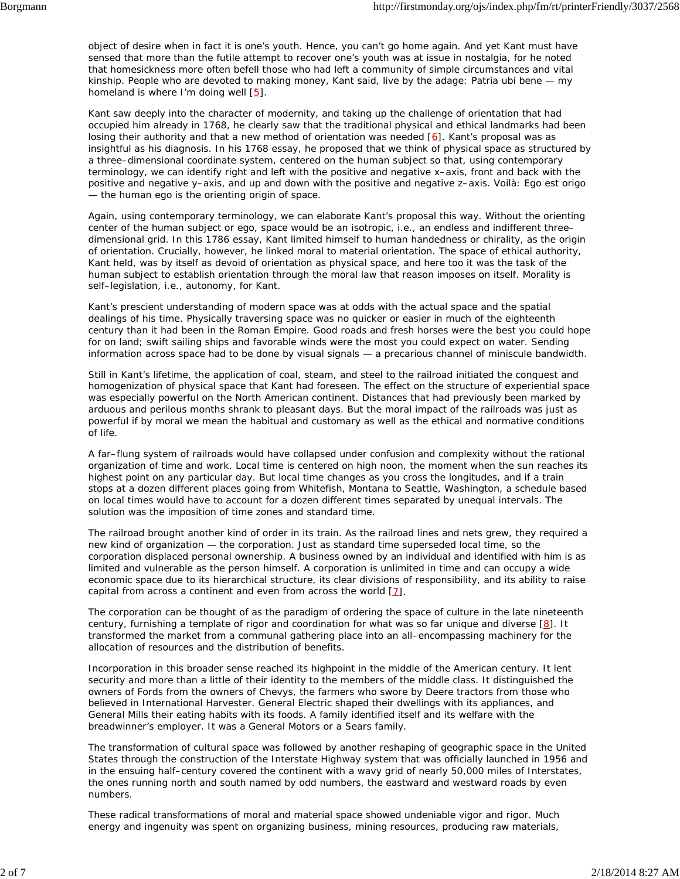object of desire when in fact it is one's youth. Hence, you can't go home again. And yet Kant must have sensed that more than the futile attempt to recover one's youth was at issue in nostalgia, for he noted that homesickness more often befell those who had left a community of simple circumstances and vital kinship. People who are devoted to making money, Kant said, live by the adage: Patria ubi bene — my homeland is where I'm doing well [5].

Kant saw deeply into the character of modernity, and taking up the challenge of orientation that had occupied him already in 1768, he clearly saw that the traditional physical and ethical landmarks had been losing their authority and that a new method of orientation was needed [6]. Kant's proposal was as insightful as his diagnosis. In his 1768 essay, he proposed that we think of physical space as structured by a three–dimensional coordinate system, centered on the human subject so that, using contemporary terminology, we can identify right and left with the positive and negative x–axis, front and back with the positive and negative y–axis, and up and down with the positive and negative z–axis. Voilà: Ego est origo — the human ego is the orienting origin of space.

Again, using contemporary terminology, we can elaborate Kant's proposal this way. Without the orienting center of the human subject or ego, space would be an isotropic, i.e., an endless and indifferent three–dimensional grid. In this 1786 essay, Kant limited himself to human handedness or chirality, as the origin of orientation. Crucially, however, he linked moral to material orientation. The space of ethical authority, Kant held, was by itself as devoid of orientation as physical space, and here too it was the task of the human subject to establish orientation through the moral law that reason imposes on itself. Morality is self–legislation, i.e., autonomy, for Kant.

Kant's prescient understanding of modern space was at odds with the actual space and the spatial dealings of his time. Physically traversing space was no quicker or easier in much of the eighteenth century than it had been in the Roman Empire. Good roads and fresh horses were the best you could hope for on land; swift sailing ships and favorable winds were the most you could expect on water. Sending information across space had to be done by visual signals — a precarious channel of miniscule bandwidth.

Still in Kant's lifetime, the application of coal, steam, and steel to the railroad initiated the conquest and homogenization of physical space that Kant had foreseen. The effect on the structure of experiential space was especially powerful on the North American continent. Distances that had previously been marked by arduous and perilous months shrank to pleasant days. But the moral impact of the railroads was just as powerful if by moral we mean the habitual and customary as well as the ethical and normative conditions of life.

A far–flung system of railroads would have collapsed under confusion and complexity without the rational organization of time and work. Local time is centered on high noon, the moment when the sun reaches its highest point on any particular day. But local time changes as you cross the longitudes, and if a train stops at a dozen different places going from Whitefish, Montana to Seattle, Washington, a schedule based on local times would have to account for a dozen different times separated by unequal intervals. The solution was the imposition of time zones and standard time.

The railroad brought another kind of order in its train. As the railroad lines and nets grew, they required a new kind of organization — the corporation. Just as standard time superseded local time, so the corporation displaced personal ownership. A business owned by an individual and identified with him is as limited and vulnerable as the person himself. A corporation is unlimited in time and can occupy a wide economic space due to its hierarchical structure, its clear divisions of responsibility, and its ability to raise capital from across a continent and even from across the world [7].

The corporation can be thought of as the paradigm of ordering the space of culture in the late nineteenth century, furnishing a template of rigor and coordination for what was so far unique and diverse [8]. It transformed the market from a communal gathering place into an all–encompassing machinery for the allocation of resources and the distribution of benefits.

Incorporation in this broader sense reached its highpoint in the middle of the American century. It lent security and more than a little of their identity to the members of the middle class. It distinguished the owners of Fords from the owners of Chevys, the farmers who swore by Deere tractors from those who believed in International Harvester. General Electric shaped their dwellings with its appliances, and General Mills their eating habits with its foods. A family identified itself and its welfare with the breadwinner's employer. It was a General Motors or a Sears family.

The transformation of cultural space was followed by another reshaping of geographic space in the United States through the construction of the Interstate Highway system that was officially launched in 1956 and in the ensuing half–century covered the continent with a wavy grid of nearly 50,000 miles of Interstates, the ones running north and south named by odd numbers, the eastward and westward roads by even numbers.

These radical transformations of moral and material space showed undeniable vigor and rigor. Much energy and ingenuity was spent on organizing business, mining resources, producing raw materials,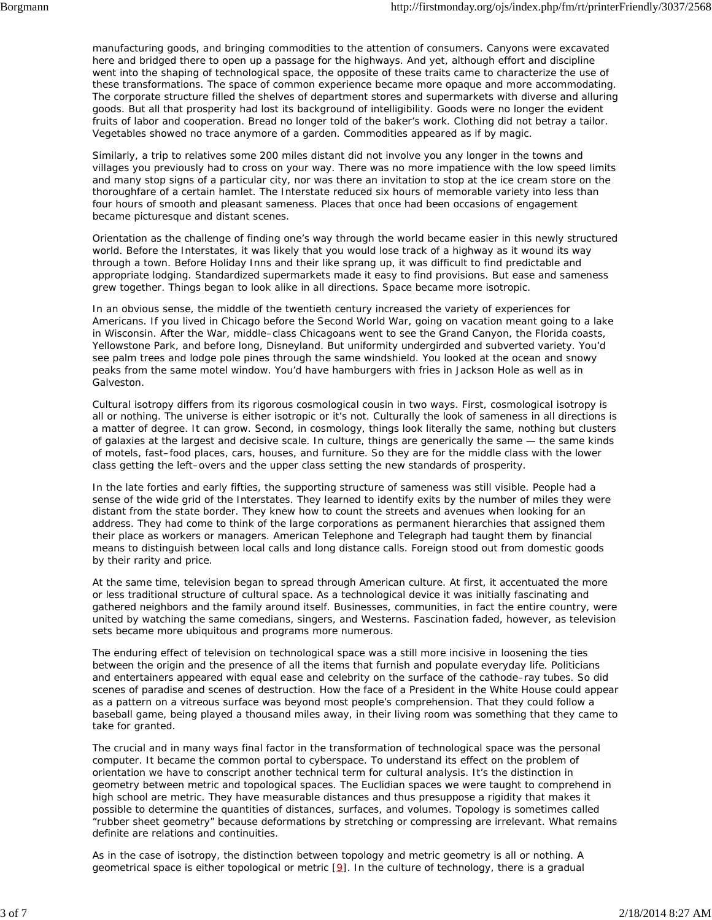manufacturing goods, and bringing commodities to the attention of consumers. Canyons were excavated here and bridged there to open up a passage for the highways. And yet, although effort and discipline went into the shaping of technological space, the opposite of these traits came to characterize the use of these transformations. The space of common experience became more opaque and more accommodating. The corporate structure filled the shelves of department stores and supermarkets with diverse and alluring goods. But all that prosperity had lost its background of intelligibility. Goods were no longer the evident fruits of labor and cooperation. Bread no longer told of the baker's work. Clothing did not betray a tailor. Vegetables showed no trace anymore of a garden. Commodities appeared as if by magic.

Similarly, a trip to relatives some 200 miles distant did not involve you any longer in the towns and villages you previously had to cross on your way. There was no more impatience with the low speed limits and many stop signs of a particular city, nor was there an invitation to stop at the ice cream store on the thoroughfare of a certain hamlet. The Interstate reduced six hours of memorable variety into less than four hours of smooth and pleasant sameness. Places that once had been occasions of engagement became picturesque and distant scenes.

Orientation as the challenge of finding one's way through the world became easier in this newly structured world. Before the Interstates, it was likely that you would lose track of a highway as it wound its way through a town. Before Holiday Inns and their like sprang up, it was difficult to find predictable and appropriate lodging. Standardized supermarkets made it easy to find provisions. But ease and sameness grew together. Things began to look alike in all directions. Space became more isotropic.

In an obvious sense, the middle of the twentieth century increased the variety of experiences for Americans. If you lived in Chicago before the Second World War, going on vacation meant going to a lake in Wisconsin. After the War, middle–class Chicagoans went to see the Grand Canyon, the Florida coasts, Yellowstone Park, and before long, Disneyland. But uniformity undergirded and subverted variety. You'd see palm trees and lodge pole pines through the same windshield. You looked at the ocean and snowy peaks from the same motel window. You'd have hamburgers with fries in Jackson Hole as well as in Galveston.

Cultural isotropy differs from its rigorous cosmological cousin in two ways. First, cosmological isotropy is all or nothing. The universe is either isotropic or it's not. Culturally the look of sameness in all directions is a matter of degree. It can grow. Second, in cosmology, things look literally the same, nothing but clusters of galaxies at the largest and decisive scale. In culture, things are generically the same — the same kinds of motels, fast–food places, cars, houses, and furniture. So they are for the middle class with the lower class getting the left–overs and the upper class setting the new standards of prosperity.

In the late forties and early fifties, the supporting structure of sameness was still visible. People had a sense of the wide grid of the Interstates. They learned to identify exits by the number of miles they were distant from the state border. They knew how to count the streets and avenues when looking for an address. They had come to think of the large corporations as permanent hierarchies that assigned them their place as workers or managers. American Telephone and Telegraph had taught them by financial means to distinguish between local calls and long distance calls. Foreign stood out from domestic goods by their rarity and price.

At the same time, television began to spread through American culture. At first, it accentuated the more or less traditional structure of cultural space. As a technological device it was initially fascinating and gathered neighbors and the family around itself. Businesses, communities, in fact the entire country, were united by watching the same comedians, singers, and Westerns. Fascination faded, however, as television sets became more ubiquitous and programs more numerous.

The enduring effect of television on technological space was a still more incisive in loosening the ties between the origin and the presence of all the items that furnish and populate everyday life. Politicians and entertainers appeared with equal ease and celebrity on the surface of the cathode–ray tubes. So did scenes of paradise and scenes of destruction. How the face of a President in the White House could appear as a pattern on a vitreous surface was beyond most people's comprehension. That they could follow a baseball game, being played a thousand miles away, in their living room was something that they came to take for granted.

The crucial and in many ways final factor in the transformation of technological space was the personal computer. It became the common portal to cyberspace. To understand its effect on the problem of orientation we have to conscript another technical term for cultural analysis. It's the distinction in geometry between metric and topological spaces. The Euclidian spaces we were taught to comprehend in high school are metric. They have measurable distances and thus presuppose a rigidity that makes it possible to determine the quantities of distances, surfaces, and volumes. Topology is sometimes called "rubber sheet geometry" because deformations by stretching or compressing are irrelevant. What remains definite are relations and continuities.

As in the case of isotropy, the distinction between topology and metric geometry is all or nothing. A geometrical space is either topological or metric [9]. In the culture of technology, there is a gradual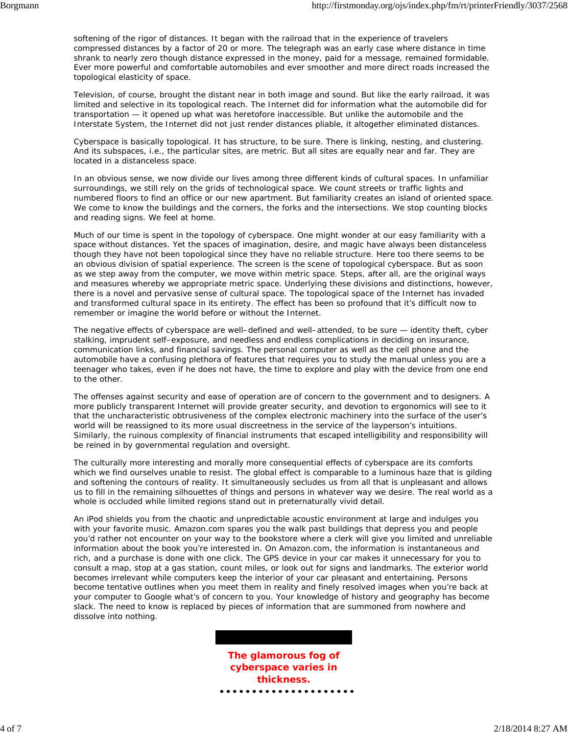softening of the rigor of distances. It began with the railroad that in the experience of travelers compressed distances by a factor of 20 or more. The telegraph was an early case where distance in time shrank to nearly zero though distance expressed in the money, paid for a message, remained formidable. Ever more powerful and comfortable automobiles and ever smoother and more direct roads increased the topological elasticity of space.

Television, of course, brought the distant near in both image and sound. But like the early railroad, it was limited and selective in its topological reach. The Internet did for information what the automobile did for transportation — it opened up what was heretofore inaccessible. But unlike the automobile and the Interstate System, the Internet did not just render distances pliable, it altogether eliminated distances.

Cyberspace is basically topological. It has structure, to be sure. There is linking, nesting, and clustering. And its subspaces, i.e., the particular sites, are metric. But all sites are equally near and far. They are located in a distanceless space.

In an obvious sense, we now divide our lives among three different kinds of cultural spaces. In unfamiliar surroundings, we still rely on the grids of technological space. We count streets or traffic lights and numbered floors to find an office or our new apartment. But familiarity creates an island of oriented space. We come to know the buildings and the corners, the forks and the intersections. We stop counting blocks and reading signs. We feel at home.

Much of our time is spent in the topology of cyberspace. One might wonder at our easy familiarity with a space without distances. Yet the spaces of imagination, desire, and magic have always been distanceless though they have not been topological since they have no reliable structure. Here too there seems to be an obvious division of spatial experience. The screen is the scene of topological cyberspace. But as soon as we step away from the computer, we move within metric space. Steps, after all, are the original ways and measures whereby we appropriate metric space. Underlying these divisions and distinctions, however, there is a novel and pervasive sense of cultural space. The topological space of the Internet has invaded and transformed cultural space in its entirety. The effect has been so profound that it's difficult now to remember or imagine the world before or without the Internet.

The negative effects of cyberspace are well–defined and well–attended, to be sure — identity theft, cyber stalking, imprudent self–exposure, and needless and endless complications in deciding on insurance, communication links, and financial savings. The personal computer as well as the cell phone and the automobile have a confusing plethora of features that requires you to study the manual unless you are a teenager who takes, even if he does not have, the time to explore and play with the device from one end to the other.

The offenses against security and ease of operation are of concern to the government and to designers. A more publicly transparent Internet will provide greater security, and devotion to ergonomics will see to it that the uncharacteristic obtrusiveness of the complex electronic machinery into the surface of the user's world will be reassigned to its more usual discreetness in the service of the layperson's intuitions. Similarly, the ruinous complexity of financial instruments that escaped intelligibility and responsibility will be reined in by governmental regulation and oversight.

The culturally more interesting and morally more consequential effects of cyberspace are its comforts which we find ourselves unable to resist. The global effect is comparable to a luminous haze that is gilding and softening the contours of reality. It simultaneously secludes us from all that is unpleasant and allows us to fill in the remaining silhouettes of things and persons in whatever way we desire. The real world as a whole is occluded while limited regions stand out in preternaturally vivid detail.

An iPod shields you from the chaotic and unpredictable acoustic environment at large and indulges you with your favorite music. Amazon.com spares you the walk past buildings that depress you and people you'd rather not encounter on your way to the bookstore where a clerk will give you limited and unreliable information about the book you're interested in. On Amazon.com, the information is instantaneous and rich, and a purchase is done with one click. The GPS device in your car makes it unnecessary for you to consult a map, stop at a gas station, count miles, or look out for signs and landmarks. The exterior world becomes irrelevant while computers keep the interior of your car pleasant and entertaining. Persons become tentative outlines when you meet them in reality and finely resolved images when you're back at your computer to Google what's of concern to you. Your knowledge of history and geography has become slack. The need to know is replaced by pieces of information that are summoned from nowhere and dissolve into nothing.

**The glamorous fog of cyberspace varies in thickness.**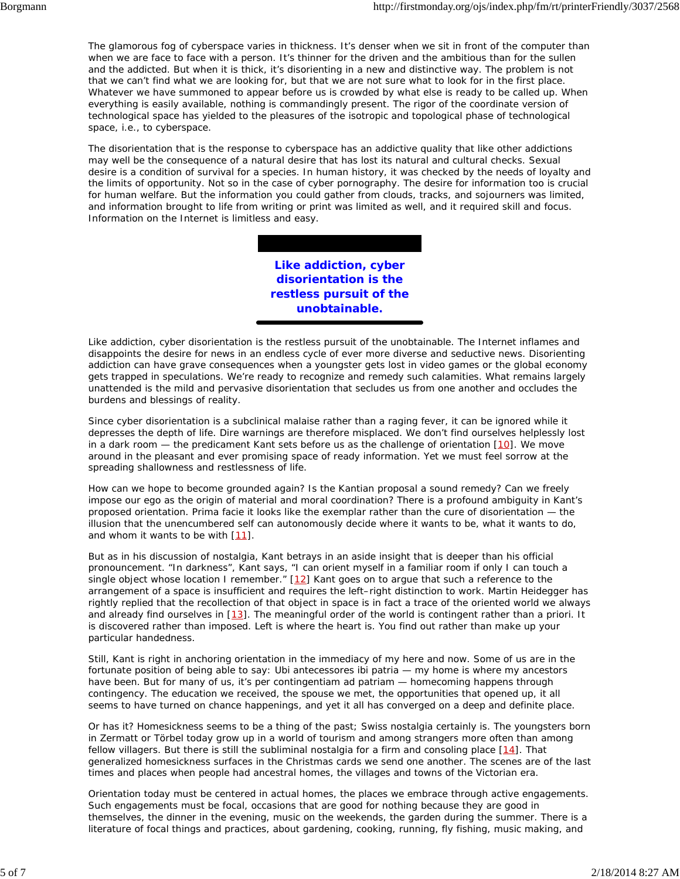The glamorous fog of cyberspace varies in thickness. It's denser when we sit in front of the computer than when we are face to face with a person. It's thinner for the driven and the ambitious than for the sullen and the addicted. But when it is thick, it's disorienting in a new and distinctive way. The problem is not that we can't find what we are looking for, but that we are not sure what to look for in the first place. Whatever we have summoned to appear before us is crowded by what else is ready to be called up. When everything is easily available, nothing is commandingly present. The rigor of the coordinate version of technological space has yielded to the pleasures of the isotropic and topological phase of technological space, i.e., to cyberspace.

The disorientation that is the response to cyberspace has an addictive quality that like other addictions may well be the consequence of a natural desire that has lost its natural and cultural checks. Sexual desire is a condition of survival for a species. In human history, it was checked by the needs of loyalty and the limits of opportunity. Not so in the case of cyber pornography. The desire for information too is crucial for human welfare. But the information you could gather from clouds, tracks, and sojourners was limited, and information brought to life from writing or print was limited as well, and it required skill and focus. Information on the Internet is limitless and easy.

**Like addiction, cyber disorientation is the restless pursuit of the unobtainable.**

Like addiction, cyber disorientation is the restless pursuit of the unobtainable. The Internet inflames and disappoints the desire for news in an endless cycle of ever more diverse and seductive news. Disorienting addiction can have grave consequences when a youngster gets lost in video games or the global economy gets trapped in speculations. We're ready to recognize and remedy such calamities. What remains largely unattended is the mild and pervasive disorientation that secludes us from one another and occludes the burdens and blessings of reality.

Since cyber disorientation is a subclinical malaise rather than a raging fever, it can be ignored while it depresses the depth of life. Dire warnings are therefore misplaced. We don't find ourselves helplessly lost in a dark room — the predicament Kant sets before us as the challenge of orientation [10]. We move around in the pleasant and ever promising space of ready information. Yet we must feel sorrow at the spreading shallowness and restlessness of life.

How can we hope to become grounded again? Is the Kantian proposal a sound remedy? Can we freely impose our ego as the origin of material and moral coordination? There is a profound ambiguity in Kant's proposed orientation. Prima facie it looks like the exemplar rather than the cure of disorientation — the illusion that the unencumbered self can autonomously decide where it wants to be, what it wants to do, and whom it wants to be with [11].

But as in his discussion of nostalgia, Kant betrays in an aside insight that is deeper than his official pronouncement. "In darkness", Kant says, "I can orient myself in a familiar room if only I can touch a single object whose location I remember." [12] Kant goes on to argue that such a reference to the arrangement of a space is insufficient and requires the left–right distinction to work. Martin Heidegger has rightly replied that the recollection of that object in space is in fact a trace of the oriented world we always and already find ourselves in [13]. The meaningful order of the world is contingent rather than a priori. It is discovered rather than imposed. Left is where the heart is. You find out rather than make up your particular handedness.

Still, Kant is right in anchoring orientation in the immediacy of my here and now. Some of us are in the fortunate position of being able to say: Ubi antecessores ibi patria — my home is where my ancestors have been. But for many of us, it's per contingentiam ad patriam — homecoming happens through contingency. The education we received, the spouse we met, the opportunities that opened up, it all seems to have turned on chance happenings, and yet it all has converged on a deep and definite place.

Or has it? Homesickness seems to be a thing of the past; Swiss nostalgia certainly is. The youngsters born in Zermatt or Törbel today grow up in a world of tourism and among strangers more often than among fellow villagers. But there is still the subliminal nostalgia for a firm and consoling place [14]. That generalized homesickness surfaces in the Christmas cards we send one another. The scenes are of the last times and places when people had ancestral homes, the villages and towns of the Victorian era.

Orientation today must be centered in actual homes, the places we embrace through active engagements. Such engagements must be focal, occasions that are good for nothing because they are good in themselves, the dinner in the evening, music on the weekends, the garden during the summer. There is a literature of focal things and practices, about gardening, cooking, running, fly fishing, music making, and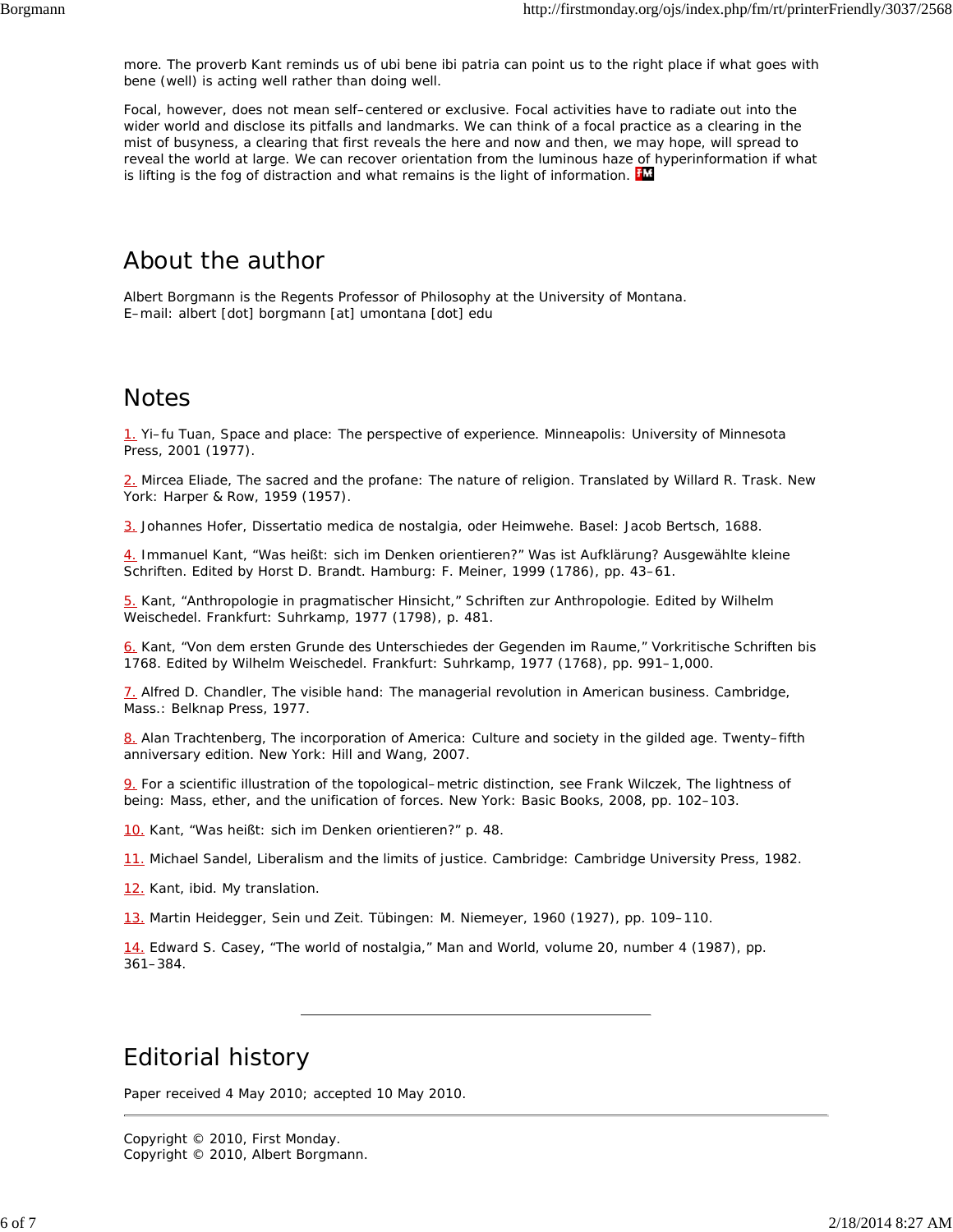more. The proverb Kant reminds us of ubi bene ibi patria can point us to the right place if what goes with bene (well) is acting well rather than doing well.

Focal, however, does not mean self–centered or exclusive. Focal activities have to radiate out into the wider world and disclose its pitfalls and landmarks. We can think of a focal practice as a clearing in the mist of busyness, a clearing that first reveals the here and now and then, we may hope, will spread to reveal the world at large. We can recover orientation from the luminous haze of hyperinformation if what is lifting is the fog of distraction and what remains is the light of information.

## About the author

Albert Borgmann is the Regents Professor of Philosophy at the University of Montana.
E–mail: albert [dot] borgmann [at] umontana [dot] edu

## Notes

1. Yi–fu Tuan, Space and place: The perspective of experience. Minneapolis: University of Minnesota Press, 2001 (1977).

2. Mircea Eliade, The sacred and the profane: The nature of religion. Translated by Willard R. Trask. New York: Harper & Row, 1959 (1957).

3. Johannes Hofer, Dissertatio medica de nostalgia, oder Heimwehe. Basel: Jacob Bertsch, 1688.

4. Immanuel Kant, "Was heißt: sich im Denken orientieren?" Was ist Aufklärung? Ausgewählte kleine Schriften. Edited by Horst D. Brandt. Hamburg: F. Meiner, 1999 (1786), pp. 43–61.

5. Kant, "Anthropologie in pragmatischer Hinsicht," Schriften zur Anthropologie. Edited by Wilhelm Weischedel. Frankfurt: Suhrkamp, 1977 (1798), p. 481.

6. Kant, "Von dem ersten Grunde des Unterschiedes der Gegenden im Raume," Vorkritische Schriften bis 1768. Edited by Wilhelm Weischedel. Frankfurt: Suhrkamp, 1977 (1768), pp. 991–1,000.

7. Alfred D. Chandler, The visible hand: The managerial revolution in American business. Cambridge, Mass.: Belknap Press, 1977.

8. Alan Trachtenberg, The incorporation of America: Culture and society in the gilded age. Twenty–fifth anniversary edition. New York: Hill and Wang, 2007.

9. For a scientific illustration of the topological–metric distinction, see Frank Wilczek, The lightness of being: Mass, ether, and the unification of forces. New York: Basic Books, 2008, pp. 102–103.

10. Kant, "Was heißt: sich im Denken orientieren?" p. 48.

11. Michael Sandel, Liberalism and the limits of justice. Cambridge: Cambridge University Press, 1982.

12. Kant, ibid. My translation.

13. Martin Heidegger, Sein und Zeit. Tübingen: M. Niemeyer, 1960 (1927), pp. 109–110.

14. Edward S. Casey, "The world of nostalgia," Man and World, volume 20, number 4 (1987), pp. 361–384.

---

## Editorial history

Paper received 4 May 2010; accepted 10 May 2010.

---

Copyright © 2010, First Monday.
Copyright © 2010, Albert Borgmann.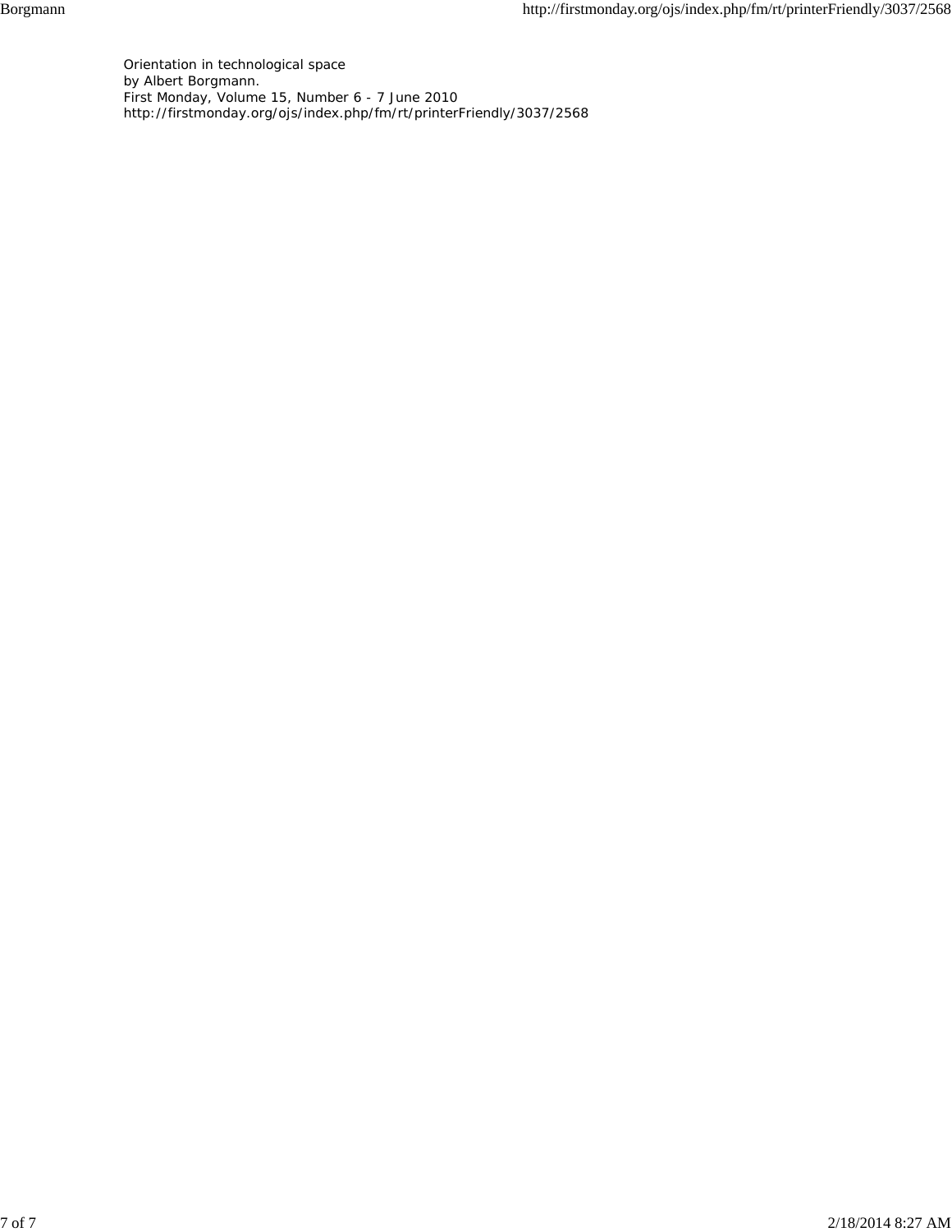Orientation in technological space
by Albert Borgmann.
First Monday, Volume 15, Number 6 - 7 June 2010
http://firstmonday.org/ojs/index.php/fm/rt/printerFriendly/3037/2568